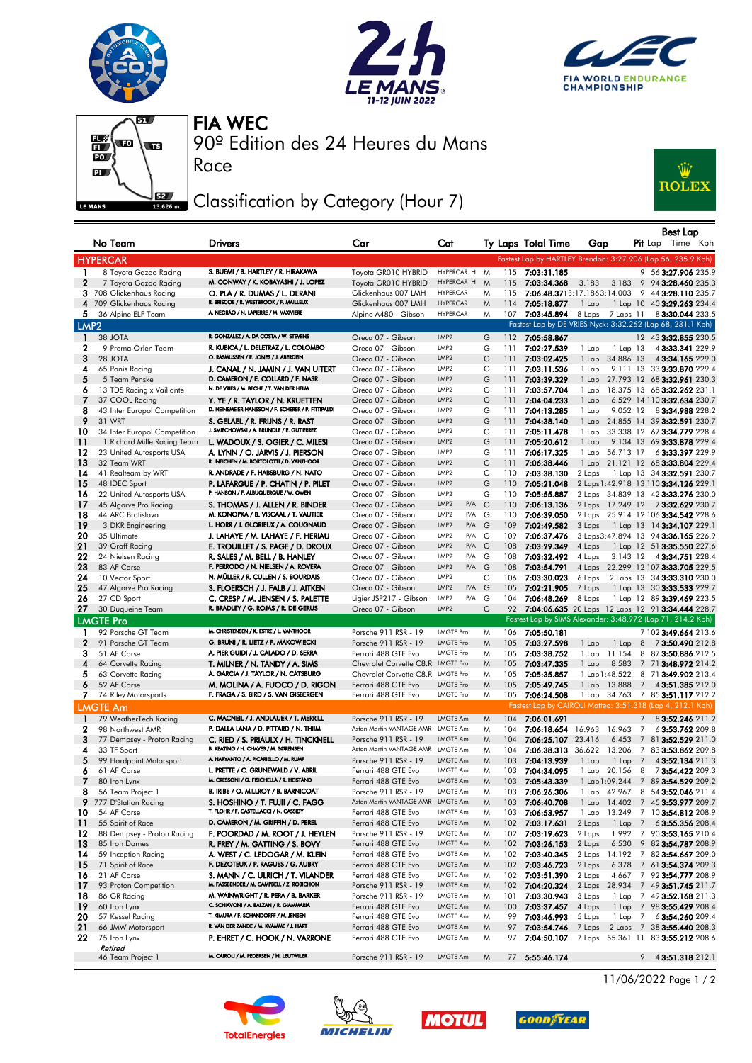# FIA WEC

## 90º Edition des 24 Heures du Mans

### Race

### Classification by Category (Hour 7)

| No | Team | Drivers | Car | Cat | | Ty | Laps | Total Time | Gap | | Pit | Best Lap Lap | Time | Kph |
|---|---|---|---|---|---|---|---|---|---|---|---|---|---|---|
| **HYPERCAR** | | | | | | | | Fastest Lap by HARTLEY Brendon: 3:27.906 (Lap 56, 235.9 Kph) | | | | | | |
| 1 | 8 Toyota Gazoo Racing | S. BUEMI / B. HARTLEY / R. HIRAKAWA | Toyota GR010 HYBRID | HYPERCAR H | | M | 115 | 7:03:31.185 | | | 9 | 56 | 3:27.906 | 235.9 |
| 2 | 7 Toyota Gazoo Racing | M. CONWAY / K. KOBAYASHI / J. LOPEZ | Toyota GR010 HYBRID | HYPERCAR H | | M | 115 | 7:03:34.368 | 3.183 | 3.183 | 9 | 94 | 3:28.460 | 235.3 |
| 3 | 708 Glickenhaus Racing | O. PLA / R. DUMAS / L. DERANI | Glickenhaus 007 LMH | HYPERCAR | | M | 115 | 7:06:48.371 | 3:17.186 | 3:14.003 | 9 | 44 | 3:28.110 | 235.7 |
| 4 | 709 Glickenhaus Racing | R. BRISCOE / R. WESTBROOK / F. MAILLEUX | Glickenhaus 007 LMH | HYPERCAR | | M | 114 | 7:05:18.877 | 1 Lap | 1 Lap | 10 | 40 | 3:29.263 | 234.4 |
| 5 | 36 Alpine ELF Team | A. NEGRÃO / N. LAPIERRE / M. VAXIVIERE | Alpine A480 - Gibson | HYPERCAR | | M | 107 | 7:03:45.894 | 8 Laps | 7 Laps | 11 | 8 | 3:30.044 | 233.5 |
| **LMP2** | | | | | | | | Fastest Lap by DE VRIES Nyck: 3:32.262 (Lap 68, 231.1 Kph) | | | | | | |
| 1 | 38 JOTA | R. GONZALEZ / A. DA COSTA / W. STEVENS | Oreca 07 - Gibson | LMP2 | | G | 112 | 7:05:58.867 | | | 12 | 43 | 3:32.855 | 230.5 |
| 2 | 9 Prema Orlen Team | R. KUBICA / L. DELETRAZ / L. COLOMBO | Oreca 07 - Gibson | LMP2 | | G | 111 | 7:02:27.539 | 1 Lap | 1 Lap | 13 | 4 | 3:33.341 | 229.9 |
| 3 | 28 JOTA | O. RASMUSSEN / E. JONES / J. ABERDEIN | Oreca 07 - Gibson | LMP2 | | G | 111 | 7:03:02.425 | 1 Lap | 34.886 | 13 | 4 | 3:34.165 | 229.0 |
| 4 | 65 Panis Racing | J. CANAL / N. JAMIN / J. VAN UITERT | Oreca 07 - Gibson | LMP2 | | G | 111 | 7:03:11.536 | 1 Lap | 9.111 | 13 | 33 | 3:33.870 | 229.4 |
| 5 | 5 Team Penske | D. CAMERON / E. COLLARD / F. NASR | Oreca 07 - Gibson | LMP2 | | G | 111 | 7:03:39.329 | 1 Lap | 27.793 | 12 | 68 | 3:32.961 | 230.3 |
| 6 | 13 TDS Racing x Vaillante | N. DE VRIES / M. BECHE / T. VAN DER HELM | Oreca 07 - Gibson | LMP2 | | G | 111 | 7:03:57.704 | 1 Lap | 18.375 | 13 | 68 | 3:32.262 | 231.1 |
| 7 | 37 COOL Racing | Y. YE / R. TAYLOR / N. KRUETTEN | Oreca 07 - Gibson | LMP2 | | G | 111 | 7:04:04.233 | 1 Lap | 6.529 | 14 | 110 | 3:32.634 | 230.7 |
| 8 | 43 Inter Europol Competition | D. HEINEMEIER-HANSSON / F. SCHERER / P. FITTIPALDI | Oreca 07 - Gibson | LMP2 | | G | 111 | 7:04:13.285 | 1 Lap | 9.052 | 12 | 8 | 3:34.988 | 228.2 |
| 9 | 31 WRT | S. GELAEL / R. FRIJNS / R. RAST | Oreca 07 - Gibson | LMP2 | | G | 111 | 7:04:38.140 | 1 Lap | 24.855 | 14 | 39 | 3:32.591 | 230.7 |
| 10 | 34 Inter Europol Competition | J. SMIECHOWSKI / A. BRUNDLE / E. GUTIERREZ | Oreca 07 - Gibson | LMP2 | | G | 111 | 7:05:11.478 | 1 Lap | 33.338 | 12 | 67 | 3:34.779 | 228.4 |
| 11 | 1 Richard Mille Racing Team | L. WADOUX / S. OGIER / C. MILESI | Oreca 07 - Gibson | LMP2 | | G | 111 | 7:05:20.612 | 1 Lap | 9.134 | 13 | 69 | 3:33.878 | 229.4 |
| 12 | 23 United Autosports USA | A. LYNN / O. JARVIS / J. PIERSON | Oreca 07 - Gibson | LMP2 | | G | 111 | 7:06:17.325 | 1 Lap | 56.713 | 17 | 6 | 3:33.397 | 229.9 |
| 13 | 32 Team WRT | R. INEICHEN / M. BORTOLOTTI / D. VANTHOOR | Oreca 07 - Gibson | LMP2 | | G | 111 | 7:06:38.446 | 1 Lap | 21.121 | 12 | 68 | 3:33.804 | 229.4 |
| 14 | 41 Realteam by WRT | R. ANDRADE / F. HABSBURG / N. NATO | Oreca 07 - Gibson | LMP2 | | G | 110 | 7:03:38.130 | 2 Laps | 1 Lap | 13 | 34 | 3:32.591 | 230.7 |
| 15 | 48 IDEC Sport | P. LAFARGUE / P. CHATIN / P. PILET | Oreca 07 - Gibson | LMP2 | | G | 110 | 7:05:21.048 | 2 Laps | 1:42.918 | 13 | 110 | 3:34.126 | 229.1 |
| 16 | 22 United Autosports USA | P. HANSON / F. ALBUQUERQUE / W. OWEN | Oreca 07 - Gibson | LMP2 | | G | 110 | 7:05:55.887 | 2 Laps | 34.839 | 13 | 42 | 3:33.276 | 230.0 |
| 17 | 45 Algarve Pro Racing | S. THOMAS / J. ALLEN / R. BINDER | Oreca 07 - Gibson | LMP2 | P/A | G | 110 | 7:06:13.136 | 2 Laps | 17.249 | 12 | 7 | 3:32.629 | 230.7 |
| 18 | 44 ARC Bratislava | M. KONOPKA / B. VISCAAL / T. VAUTIER | Oreca 07 - Gibson | LMP2 | P/A | G | 110 | 7:06:39.050 | 2 Laps | 25.914 | 12 | 106 | 3:34.542 | 228.6 |
| 19 | 3 DKR Engineering | L. HORR / J. GLORIEUX / A. COUGNAUD | Oreca 07 - Gibson | LMP2 | P/A | G | 109 | 7:02:49.582 | 3 Laps | 1 Lap | 13 | 14 | 3:34.107 | 229.1 |
| 20 | 35 Ultimate | J. LAHAYE / M. LAHAYE / F. HERIAU | Oreca 07 - Gibson | LMP2 | P/A | G | 109 | 7:06:37.476 | 3 Laps | 3:47.894 | 13 | 94 | 3:36.165 | 226.9 |
| 21 | 39 Graff Racing | E. TROUILLET / S. PAGE / D. DROUX | Oreca 07 - Gibson | LMP2 | P/A | G | 108 | 7:03:29.349 | 4 Laps | 1 Lap | 12 | 51 | 3:35.550 | 227.6 |
| 22 | 24 Nielsen Racing | R. SALES / M. BELL / B. HANLEY | Oreca 07 - Gibson | LMP2 | P/A | G | 108 | 7:03:32.492 | 4 Laps | 3.143 | 12 | 4 | 3:34.751 | 228.4 |
| 23 | 83 AF Corse | F. PERRODO / N. NIELSEN / A. ROVERA | Oreca 07 - Gibson | LMP2 | P/A | G | 108 | 7:03:54.791 | 4 Laps | 22.299 | 12 | 107 | 3:33.705 | 229.5 |
| 24 | 10 Vector Sport | N. MÜLLER / R. CULLEN / S. BOURDAIS | Oreca 07 - Gibson | LMP2 | | G | 106 | 7:03:30.023 | 6 Laps | 2 Laps | 13 | 34 | 3:33.310 | 230.0 |
| 25 | 47 Algarve Pro Racing | S. FLOERSCH / J. FALB / J. AITKEN | Oreca 07 - Gibson | LMP2 | P/A | G | 105 | 7:02:21.905 | 7 Laps | 1 Lap | 13 | 30 | 3:33.533 | 229.7 |
| 26 | 27 CD Sport | C. CRESP / M. JENSEN / S. PALETTE | Ligier JSP217 - Gibson | LMP2 | P/A | G | 104 | 7:06:48.269 | 8 Laps | 1 Lap | 12 | 89 | 3:39.469 | 223.5 |
| 27 | 30 Duqueine Team | R. BRADLEY / G. ROJAS / R. DE GERUS | Oreca 07 - Gibson | LMP2 | | G | 92 | 7:04:06.635 | 20 Laps | 12 Laps | 12 | 91 | 3:34.444 | 228.7 |
| **LMGTE Pro** | | | | | | | | Fastest Lap by SIMS Alexander: 3:48.972 (Lap 71, 214.2 Kph) | | | | | | |
| 1 | 92 Porsche GT Team | M. CHRISTENSEN / K. ESTRE / L. VANTHOOR | Porsche 911 RSR - 19 | LMGTE Pro | | M | 106 | 7:05:50.181 | | | 7 | 102 | 3:49.664 | 213.6 |
| 2 | 91 Porsche GT Team | G. BRUNI / R. LIETZ / F. MAKOWIECKI | Porsche 911 RSR - 19 | LMGTE Pro | | M | 105 | 7:03:27.598 | 1 Lap | 1 Lap | 8 | 7 | 3:50.490 | 212.8 |
| 3 | 51 AF Corse | A. PIER GUIDI / J. CALADO / D. SERRA | Ferrari 488 GTE Evo | LMGTE Pro | | M | 105 | 7:03:38.752 | 1 Lap | 11.154 | 8 | 87 | 3:50.886 | 212.5 |
| 4 | 64 Corvette Racing | T. MILNER / N. TANDY / A. SIMS | Chevrolet Corvette C8.R | LMGTE Pro | | M | 105 | 7:03:47.335 | 1 Lap | 8.583 | 7 | 71 | 3:48.972 | 214.2 |
| 5 | 63 Corvette Racing | A. GARCIA / J. TAYLOR / N. CATSBURG | Chevrolet Corvette C8.R | LMGTE Pro | | M | 105 | 7:05:35.857 | 1 Lap | 1:48.522 | 8 | 71 | 3:49.902 | 213.4 |
| 6 | 52 AF Corse | M. MOLINA / A. FUOCO / D. RIGON | Ferrari 488 GTE Evo | LMGTE Pro | | M | 105 | 7:05:49.745 | 1 Lap | 13.888 | 7 | 4 | 3:51.385 | 212.0 |
| 7 | 74 Riley Motorsports | F. FRAGA / S. BIRD / S. VAN GISBERGEN | Ferrari 488 GTE Evo | LMGTE Pro | | M | 105 | 7:06:24.508 | 1 Lap | 34.763 | 7 | 85 | 3:51.117 | 212.2 |
| **LMGTE Am** | | | | | | | | Fastest Lap by CAIROLI Matteo: 3:51.318 (Lap 4, 212.1 Kph) | | | | | | |
| 1 | 79 WeatherTech Racing | C. MACNEIL / J. ANDLAUER / T. MERRILL | Porsche 911 RSR - 19 | LMGTE Am | | M | 104 | 7:06:01.691 | | | 7 | 8 | 3:52.246 | 211.2 |
| 2 | 98 Northwest AMR | P. DALLA LANA / D. PITTARD / N. THIIM | Aston Martin VANTAGE AMR | LMGTE Am | | M | 104 | 7:06:18.654 | 16.963 | 16.963 | 7 | 6 | 3:53.762 | 209.8 |
| 3 | 77 Dempsey - Proton Racing | C. RIED / S. PRIAULX / H. TINCKNELL | Porsche 911 RSR - 19 | LMGTE Am | | M | 104 | 7:06:25.107 | 23.416 | 6.453 | 7 | 81 | 3:52.529 | 211.0 |
| 4 | 33 TF Sport | B. KEATING / H. CHAVES / M. SØRENSEN | Aston Martin VANTAGE AMR | LMGTE Am | | M | 104 | 7:06:38.313 | 36.622 | 13.206 | 7 | 83 | 3:53.862 | 209.8 |
| 5 | 99 Hardpoint Motorsport | A. HARYANTO / A. PICARIELLO / M. RUMP | Porsche 911 RSR - 19 | LMGTE Am | | M | 103 | 7:04:13.939 | 1 Lap | 1 Lap | 7 | 4 | 3:52.134 | 211.3 |
| 6 | 61 AF Corse | L. PRETTE / C. GRUNEWALD / V. ABRIL | Ferrari 488 GTE Evo | LMGTE Am | | M | 103 | 7:04:34.095 | 1 Lap | 20.156 | 8 | 7 | 3:54.422 | 209.3 |
| 7 | 80 Iron Lynx | M. CRESSONI / G. FISICHELLA / R. HEISTAND | Ferrari 488 GTE Evo | LMGTE Am | | M | 103 | 7:05:43.339 | 1 Lap | 1:09.244 | 7 | 89 | 3:54.529 | 209.2 |
| 8 | 56 Team Project 1 | B. IRIBE / O. MILLROY / B. BARNICOAT | Porsche 911 RSR - 19 | LMGTE Am | | M | 103 | 7:06:26.306 | 1 Lap | 42.967 | 8 | 54 | 3:52.046 | 211.4 |
| 9 | 777 D'Station Racing | S. HOSHINO / T. FUJII / C. FAGG | Aston Martin VANTAGE AMR | LMGTE Am | | M | 103 | 7:06:40.708 | 1 Lap | 14.402 | 7 | 45 | 3:53.977 | 209.7 |
| 10 | 54 AF Corse | T. FLOHR / F. CASTELLACCI / N. CASSIDY | Ferrari 488 GTE Evo | LMGTE Am | | M | 103 | 7:06:53.957 | 1 Lap | 13.249 | 7 | 10 | 3:54.812 | 208.9 |
| 11 | 55 Spirit of Race | D. CAMERON / M. GRIFFIN / D. PEREL | Ferrari 488 GTE Evo | LMGTE Am | | M | 102 | 7:03:17.631 | 2 Laps | 1 Lap | 7 | 6 | 3:55.356 | 208.4 |
| 12 | 88 Dempsey - Proton Racing | F. POORDAD / M. ROOT / J. HEYLEN | Porsche 911 RSR - 19 | LMGTE Am | | M | 102 | 7:03:19.623 | 2 Laps | 1.992 | 7 | 90 | 3:53.165 | 210.4 |
| 13 | 85 Iron Dames | R. FREY / M. GATTING / S. BOVY | Ferrari 488 GTE Evo | LMGTE Am | | M | 102 | 7:03:26.153 | 2 Laps | 6.530 | 9 | 82 | 3:54.787 | 208.9 |
| 14 | 59 Inception Racing | A. WEST / C. LEDOGAR / M. KLEIN | Ferrari 488 GTE Evo | LMGTE Am | | M | 102 | 7:03:40.345 | 2 Laps | 14.192 | 7 | 82 | 3:54.667 | 209.0 |
| 15 | 71 Spirit of Race | F. DEZOTEUX / P. RAGUES / G. AUBRY | Ferrari 488 GTE Evo | LMGTE Am | | M | 102 | 7:03:46.723 | 2 Laps | 6.378 | 7 | 61 | 3:54.374 | 209.3 |
| 16 | 21 AF Corse | S. MANN / C. ULRICH / T. VILANDER | Ferrari 488 GTE Evo | LMGTE Am | | M | 102 | 7:03:51.390 | 2 Laps | 4.667 | 7 | 92 | 3:54.777 | 208.9 |
| 17 | 93 Proton Competition | M. FASSBENDER / M. CAMPBELL / Z. ROBICHON | Porsche 911 RSR - 19 | LMGTE Am | | M | 102 | 7:04:20.324 | 2 Laps | 28.934 | 7 | 49 | 3:51.745 | 211.7 |
| 18 | 86 GR Racing | M. WAINWRIGHT / R. PERA / B. BARKER | Porsche 911 RSR - 19 | LMGTE Am | | M | 101 | 7:03:30.943 | 3 Laps | 1 Lap | 7 | 49 | 3:52.168 | 211.3 |
| 19 | 60 Iron Lynx | C. SCHIAVONI / A. BALZAN / R. GIAMMARIA | Ferrari 488 GTE Evo | LMGTE Am | | M | 100 | 7:03:37.457 | 4 Laps | 1 Lap | 7 | 98 | 3:55.429 | 208.4 |
| 20 | 57 Kessel Racing | T. KIMURA / F. SCHANDORFF / M. JENSEN | Ferrari 488 GTE Evo | LMGTE Am | | M | 99 | 7:03:46.993 | 5 Laps | 1 Lap | 7 | 6 | 3:54.260 | 209.4 |
| 21 | 66 JMW Motorsport | R. VAN DER ZANDE / M. KVAMME / J. HART | Ferrari 488 GTE Evo | LMGTE Am | | M | 97 | 7:03:54.746 | 7 Laps | 2 Laps | 7 | 38 | 3:55.440 | 208.3 |
| 22 | 75 Iron Lynx | P. EHRET / C. HOOK / N. VARRONE | Ferrari 488 GTE Evo | LMGTE Am | | M | 97 | 7:04:50.107 | 7 Laps | 55.361 | 11 | 83 | 3:55.212 | 208.6 |
| *Retired* | | | | | | | | | | | | | | |
| | 46 Team Project 1 | M. CAIROLI / M. PEDERSEN / N. LEUTWILER | Porsche 911 RSR - 19 | LMGTE Am | | M | 77 | 5:55:46.174 | | | 9 | 4 | 3:51.318 | 212.1 |

11/06/2022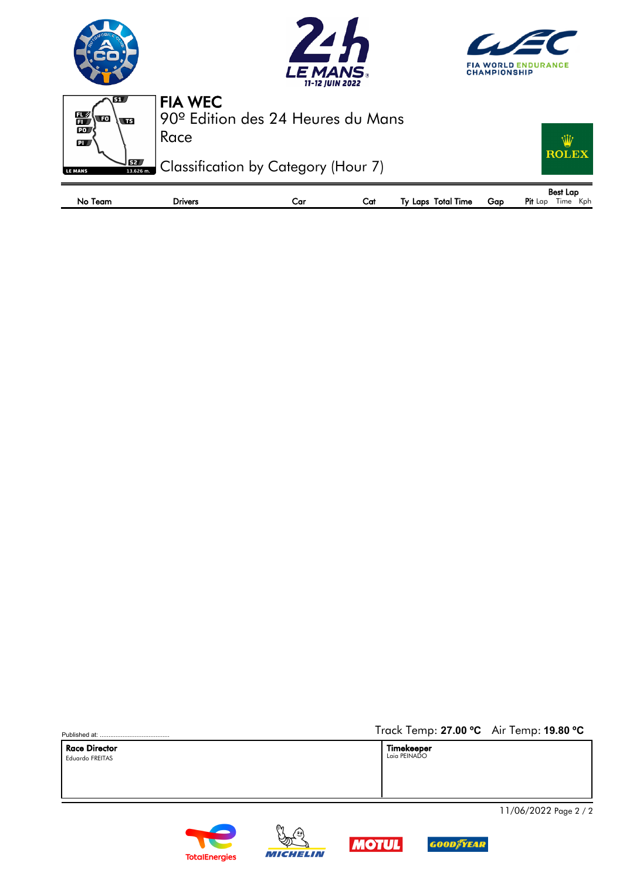# FIA WEC

90º Edition des 24 Heures du Mans

Race

Classification by Category (Hour 7)

| No | Team | Drivers | Car | Cat | Ty | Laps | Total Time | Gap | Pit | Best Lap Lap | Time | Kph |
|---|---|---|---|---|---|---|---|---|---|---|---|---|

Published at: ........................................

Track Temp: **27.00 ºC** Air Temp: **19.80 ºC**

| **Race Director** | **Timekeeper** |
|---|---|
| Eduardo FREITAS | Laia PEINADO |

11/06/2022